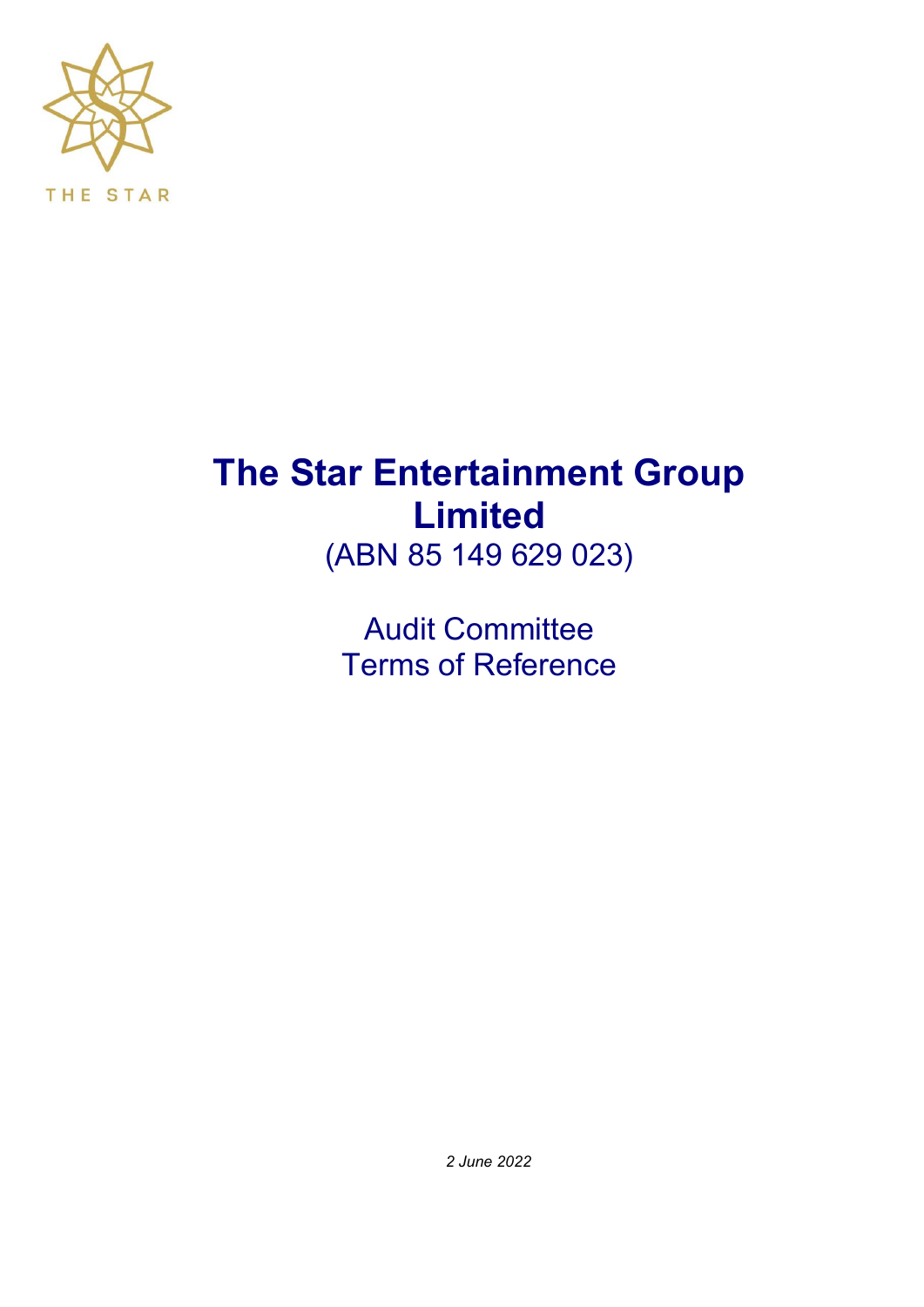THE STAR

# The Star Entertainment Group Limited

(ABN 85 149 629 023)

Audit Committee
Terms of Reference

*2 June 2022*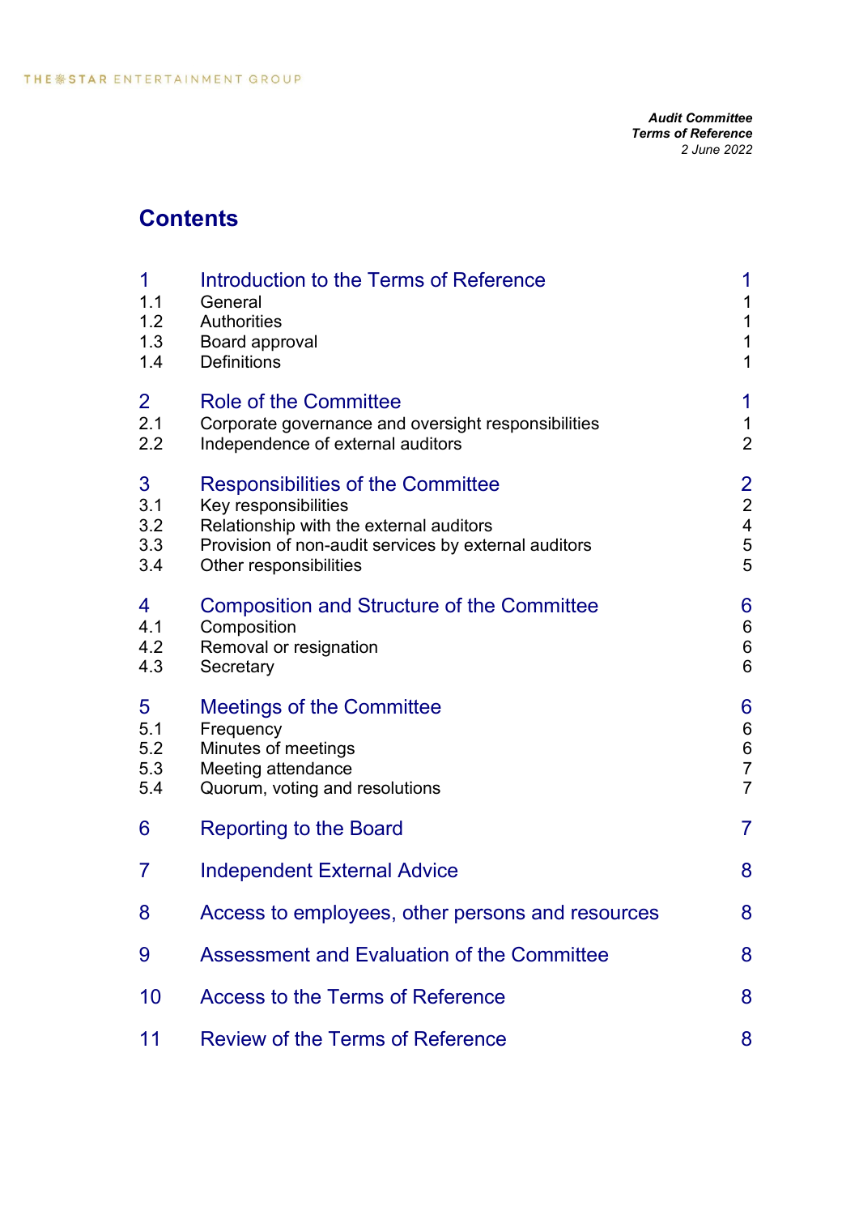*Audit Committee*
*Terms of Reference*
*2 June 2022*

# Contents

| | | |
|---|---|---|
| 1 | Introduction to the Terms of Reference | 1 |
| 1.1 | General | 1 |
| 1.2 | Authorities | 1 |
| 1.3 | Board approval | 1 |
| 1.4 | Definitions | 1 |
| 2 | Role of the Committee | 1 |
| 2.1 | Corporate governance and oversight responsibilities | 1 |
| 2.2 | Independence of external auditors | 2 |
| 3 | Responsibilities of the Committee | 2 |
| 3.1 | Key responsibilities | 2 |
| 3.2 | Relationship with the external auditors | 4 |
| 3.3 | Provision of non-audit services by external auditors | 5 |
| 3.4 | Other responsibilities | 5 |
| 4 | Composition and Structure of the Committee | 6 |
| 4.1 | Composition | 6 |
| 4.2 | Removal or resignation | 6 |
| 4.3 | Secretary | 6 |
| 5 | Meetings of the Committee | 6 |
| 5.1 | Frequency | 6 |
| 5.2 | Minutes of meetings | 6 |
| 5.3 | Meeting attendance | 7 |
| 5.4 | Quorum, voting and resolutions | 7 |
| 6 | Reporting to the Board | 7 |
| 7 | Independent External Advice | 8 |
| 8 | Access to employees, other persons and resources | 8 |
| 9 | Assessment and Evaluation of the Committee | 8 |
| 10 | Access to the Terms of Reference | 8 |
| 11 | Review of the Terms of Reference | 8 |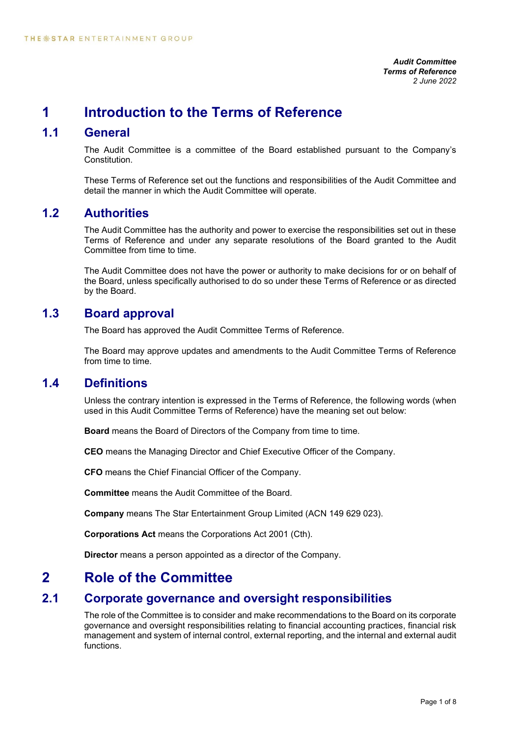*Audit Committee*
***Terms of Reference***
*2 June 2022*

# 1 Introduction to the Terms of Reference

## 1.1 General

The Audit Committee is a committee of the Board established pursuant to the Company's Constitution.

These Terms of Reference set out the functions and responsibilities of the Audit Committee and detail the manner in which the Audit Committee will operate.

## 1.2 Authorities

The Audit Committee has the authority and power to exercise the responsibilities set out in these Terms of Reference and under any separate resolutions of the Board granted to the Audit Committee from time to time.

The Audit Committee does not have the power or authority to make decisions for or on behalf of the Board, unless specifically authorised to do so under these Terms of Reference or as directed by the Board.

## 1.3 Board approval

The Board has approved the Audit Committee Terms of Reference.

The Board may approve updates and amendments to the Audit Committee Terms of Reference from time to time.

## 1.4 Definitions

Unless the contrary intention is expressed in the Terms of Reference, the following words (when used in this Audit Committee Terms of Reference) have the meaning set out below:

**Board** means the Board of Directors of the Company from time to time.

**CEO** means the Managing Director and Chief Executive Officer of the Company.

**CFO** means the Chief Financial Officer of the Company.

**Committee** means the Audit Committee of the Board.

**Company** means The Star Entertainment Group Limited (ACN 149 629 023).

**Corporations Act** means the Corporations Act 2001 (Cth).

**Director** means a person appointed as a director of the Company.

# 2 Role of the Committee

## 2.1 Corporate governance and oversight responsibilities

The role of the Committee is to consider and make recommendations to the Board on its corporate governance and oversight responsibilities relating to financial accounting practices, financial risk management and system of internal control, external reporting, and the internal and external audit functions.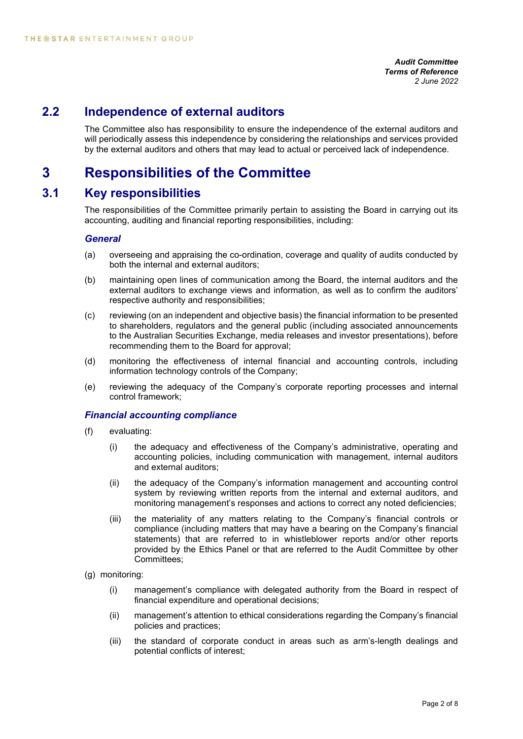## 2.2 Independence of external auditors

The Committee also has responsibility to ensure the independence of the external auditors and will periodically assess this independence by considering the relationships and services provided by the external auditors and others that may lead to actual or perceived lack of independence.

# 3 Responsibilities of the Committee

## 3.1 Key responsibilities

The responsibilities of the Committee primarily pertain to assisting the Board in carrying out its accounting, auditing and financial reporting responsibilities, including:

### *General*

(a) overseeing and appraising the co-ordination, coverage and quality of audits conducted by both the internal and external auditors;

(b) maintaining open lines of communication among the Board, the internal auditors and the external auditors to exchange views and information, as well as to confirm the auditors' respective authority and responsibilities;

(c) reviewing (on an independent and objective basis) the financial information to be presented to shareholders, regulators and the general public (including associated announcements to the Australian Securities Exchange, media releases and investor presentations), before recommending them to the Board for approval;

(d) monitoring the effectiveness of internal financial and accounting controls, including information technology controls of the Company;

(e) reviewing the adequacy of the Company's corporate reporting processes and internal control framework;

### *Financial accounting compliance*

(f) evaluating:

(i) the adequacy and effectiveness of the Company's administrative, operating and accounting policies, including communication with management, internal auditors and external auditors;

(ii) the adequacy of the Company's information management and accounting control system by reviewing written reports from the internal and external auditors, and monitoring management's responses and actions to correct any noted deficiencies;

(iii) the materiality of any matters relating to the Company's financial controls or compliance (including matters that may have a bearing on the Company's financial statements) that are referred to in whistleblower reports and/or other reports provided by the Ethics Panel or that are referred to the Audit Committee by other Committees;

(g) monitoring:

(i) management's compliance with delegated authority from the Board in respect of financial expenditure and operational decisions;

(ii) management's attention to ethical considerations regarding the Company's financial policies and practices;

(iii) the standard of corporate conduct in areas such as arm's-length dealings and potential conflicts of interest;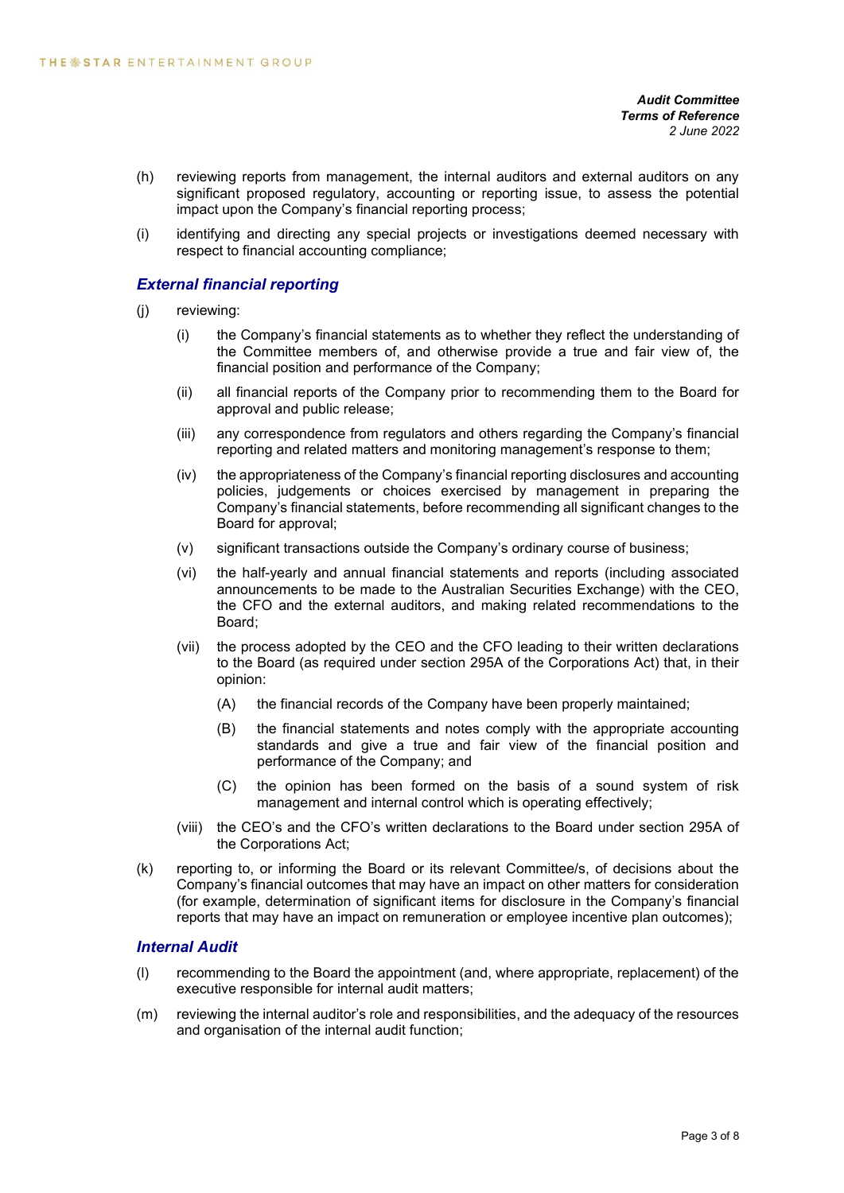(h) reviewing reports from management, the internal auditors and external auditors on any significant proposed regulatory, accounting or reporting issue, to assess the potential impact upon the Company's financial reporting process;

(i) identifying and directing any special projects or investigations deemed necessary with respect to financial accounting compliance;

### *External financial reporting*

(j) reviewing:

(i) the Company's financial statements as to whether they reflect the understanding of the Committee members of, and otherwise provide a true and fair view of, the financial position and performance of the Company;

(ii) all financial reports of the Company prior to recommending them to the Board for approval and public release;

(iii) any correspondence from regulators and others regarding the Company's financial reporting and related matters and monitoring management's response to them;

(iv) the appropriateness of the Company's financial reporting disclosures and accounting policies, judgements or choices exercised by management in preparing the Company's financial statements, before recommending all significant changes to the Board for approval;

(v) significant transactions outside the Company's ordinary course of business;

(vi) the half-yearly and annual financial statements and reports (including associated announcements to be made to the Australian Securities Exchange) with the CEO, the CFO and the external auditors, and making related recommendations to the Board;

(vii) the process adopted by the CEO and the CFO leading to their written declarations to the Board (as required under section 295A of the Corporations Act) that, in their opinion:

(A) the financial records of the Company have been properly maintained;

(B) the financial statements and notes comply with the appropriate accounting standards and give a true and fair view of the financial position and performance of the Company; and

(C) the opinion has been formed on the basis of a sound system of risk management and internal control which is operating effectively;

(viii) the CEO's and the CFO's written declarations to the Board under section 295A of the Corporations Act;

(k) reporting to, or informing the Board or its relevant Committee/s, of decisions about the Company's financial outcomes that may have an impact on other matters for consideration (for example, determination of significant items for disclosure in the Company's financial reports that may have an impact on remuneration or employee incentive plan outcomes);

### *Internal Audit*

(l) recommending to the Board the appointment (and, where appropriate, replacement) of the executive responsible for internal audit matters;

(m) reviewing the internal auditor's role and responsibilities, and the adequacy of the resources and organisation of the internal audit function;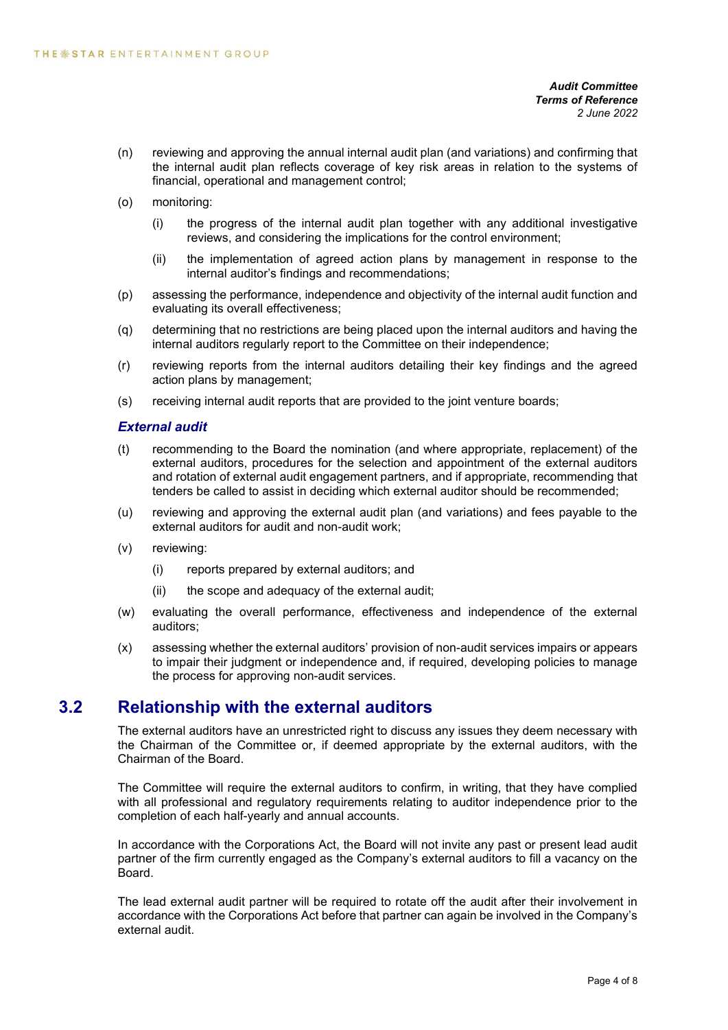(n) reviewing and approving the annual internal audit plan (and variations) and confirming that the internal audit plan reflects coverage of key risk areas in relation to the systems of financial, operational and management control;

(o) monitoring:

  (i) the progress of the internal audit plan together with any additional investigative reviews, and considering the implications for the control environment;

  (ii) the implementation of agreed action plans by management in response to the internal auditor's findings and recommendations;

(p) assessing the performance, independence and objectivity of the internal audit function and evaluating its overall effectiveness;

(q) determining that no restrictions are being placed upon the internal auditors and having the internal auditors regularly report to the Committee on their independence;

(r) reviewing reports from the internal auditors detailing their key findings and the agreed action plans by management;

(s) receiving internal audit reports that are provided to the joint venture boards;

***External audit***

(t) recommending to the Board the nomination (and where appropriate, replacement) of the external auditors, procedures for the selection and appointment of the external auditors and rotation of external audit engagement partners, and if appropriate, recommending that tenders be called to assist in deciding which external auditor should be recommended;

(u) reviewing and approving the external audit plan (and variations) and fees payable to the external auditors for audit and non-audit work;

(v) reviewing:

  (i) reports prepared by external auditors; and

  (ii) the scope and adequacy of the external audit;

(w) evaluating the overall performance, effectiveness and independence of the external auditors;

(x) assessing whether the external auditors' provision of non-audit services impairs or appears to impair their judgment or independence and, if required, developing policies to manage the process for approving non-audit services.

## 3.2 Relationship with the external auditors

The external auditors have an unrestricted right to discuss any issues they deem necessary with the Chairman of the Committee or, if deemed appropriate by the external auditors, with the Chairman of the Board.

The Committee will require the external auditors to confirm, in writing, that they have complied with all professional and regulatory requirements relating to auditor independence prior to the completion of each half-yearly and annual accounts.

In accordance with the Corporations Act, the Board will not invite any past or present lead audit partner of the firm currently engaged as the Company's external auditors to fill a vacancy on the Board.

The lead external audit partner will be required to rotate off the audit after their involvement in accordance with the Corporations Act before that partner can again be involved in the Company's external audit.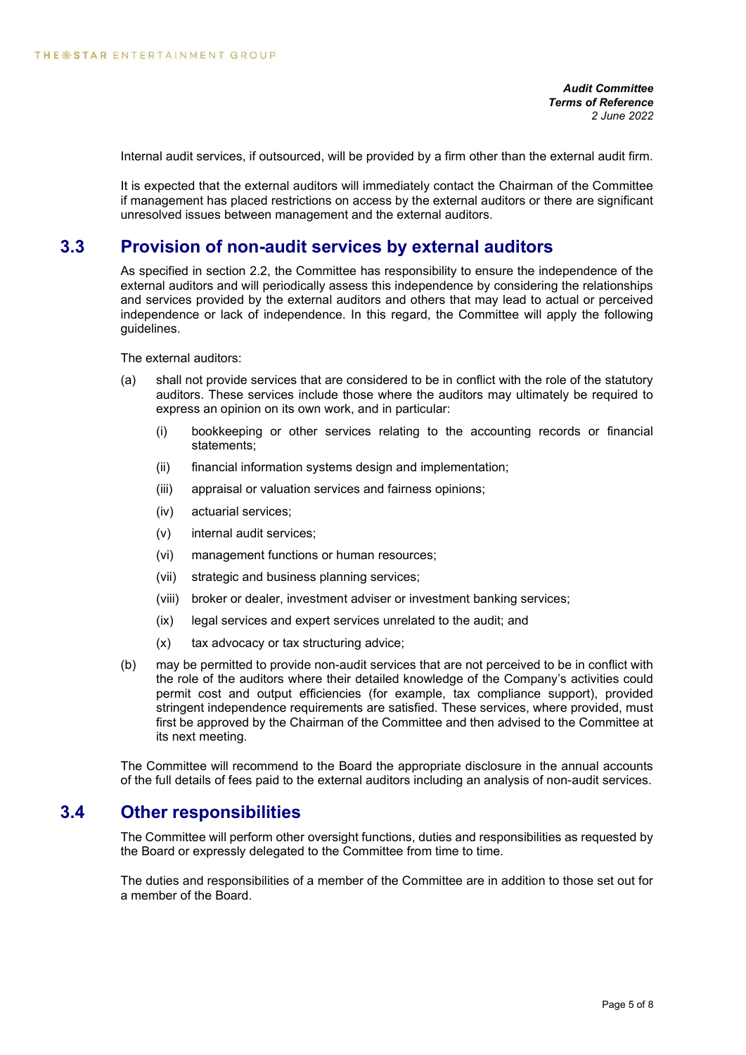Internal audit services, if outsourced, will be provided by a firm other than the external audit firm.

It is expected that the external auditors will immediately contact the Chairman of the Committee if management has placed restrictions on access by the external auditors or there are significant unresolved issues between management and the external auditors.

## 3.3 Provision of non-audit services by external auditors

As specified in section 2.2, the Committee has responsibility to ensure the independence of the external auditors and will periodically assess this independence by considering the relationships and services provided by the external auditors and others that may lead to actual or perceived independence or lack of independence. In this regard, the Committee will apply the following guidelines.

The external auditors:

(a) shall not provide services that are considered to be in conflict with the role of the statutory auditors. These services include those where the auditors may ultimately be required to express an opinion on its own work, and in particular:

   (i) bookkeeping or other services relating to the accounting records or financial statements;

   (ii) financial information systems design and implementation;

   (iii) appraisal or valuation services and fairness opinions;

   (iv) actuarial services;

   (v) internal audit services;

   (vi) management functions or human resources;

   (vii) strategic and business planning services;

   (viii) broker or dealer, investment adviser or investment banking services;

   (ix) legal services and expert services unrelated to the audit; and

   (x) tax advocacy or tax structuring advice;

(b) may be permitted to provide non-audit services that are not perceived to be in conflict with the role of the auditors where their detailed knowledge of the Company's activities could permit cost and output efficiencies (for example, tax compliance support), provided stringent independence requirements are satisfied. These services, where provided, must first be approved by the Chairman of the Committee and then advised to the Committee at its next meeting.

The Committee will recommend to the Board the appropriate disclosure in the annual accounts of the full details of fees paid to the external auditors including an analysis of non-audit services.

## 3.4 Other responsibilities

The Committee will perform other oversight functions, duties and responsibilities as requested by the Board or expressly delegated to the Committee from time to time.

The duties and responsibilities of a member of the Committee are in addition to those set out for a member of the Board.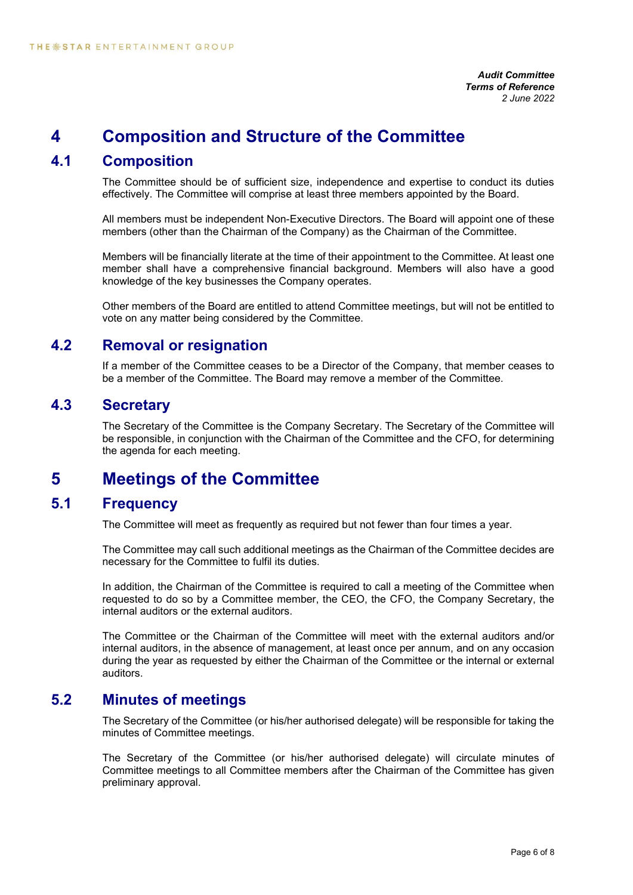# 4 Composition and Structure of the Committee

## 4.1 Composition

The Committee should be of sufficient size, independence and expertise to conduct its duties effectively. The Committee will comprise at least three members appointed by the Board.

All members must be independent Non-Executive Directors. The Board will appoint one of these members (other than the Chairman of the Company) as the Chairman of the Committee.

Members will be financially literate at the time of their appointment to the Committee. At least one member shall have a comprehensive financial background. Members will also have a good knowledge of the key businesses the Company operates.

Other members of the Board are entitled to attend Committee meetings, but will not be entitled to vote on any matter being considered by the Committee.

## 4.2 Removal or resignation

If a member of the Committee ceases to be a Director of the Company, that member ceases to be a member of the Committee. The Board may remove a member of the Committee.

## 4.3 Secretary

The Secretary of the Committee is the Company Secretary. The Secretary of the Committee will be responsible, in conjunction with the Chairman of the Committee and the CFO, for determining the agenda for each meeting.

# 5 Meetings of the Committee

## 5.1 Frequency

The Committee will meet as frequently as required but not fewer than four times a year.

The Committee may call such additional meetings as the Chairman of the Committee decides are necessary for the Committee to fulfil its duties.

In addition, the Chairman of the Committee is required to call a meeting of the Committee when requested to do so by a Committee member, the CEO, the CFO, the Company Secretary, the internal auditors or the external auditors.

The Committee or the Chairman of the Committee will meet with the external auditors and/or internal auditors, in the absence of management, at least once per annum, and on any occasion during the year as requested by either the Chairman of the Committee or the internal or external auditors.

## 5.2 Minutes of meetings

The Secretary of the Committee (or his/her authorised delegate) will be responsible for taking the minutes of Committee meetings.

The Secretary of the Committee (or his/her authorised delegate) will circulate minutes of Committee meetings to all Committee members after the Chairman of the Committee has given preliminary approval.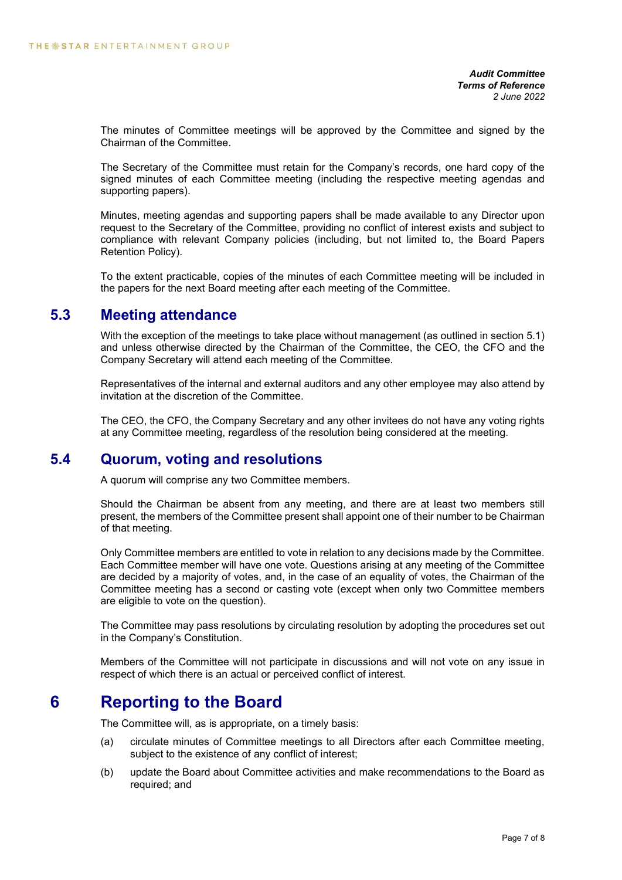The minutes of Committee meetings will be approved by the Committee and signed by the Chairman of the Committee.

The Secretary of the Committee must retain for the Company's records, one hard copy of the signed minutes of each Committee meeting (including the respective meeting agendas and supporting papers).

Minutes, meeting agendas and supporting papers shall be made available to any Director upon request to the Secretary of the Committee, providing no conflict of interest exists and subject to compliance with relevant Company policies (including, but not limited to, the Board Papers Retention Policy).

To the extent practicable, copies of the minutes of each Committee meeting will be included in the papers for the next Board meeting after each meeting of the Committee.

## 5.3 Meeting attendance

With the exception of the meetings to take place without management (as outlined in section 5.1) and unless otherwise directed by the Chairman of the Committee, the CEO, the CFO and the Company Secretary will attend each meeting of the Committee.

Representatives of the internal and external auditors and any other employee may also attend by invitation at the discretion of the Committee.

The CEO, the CFO, the Company Secretary and any other invitees do not have any voting rights at any Committee meeting, regardless of the resolution being considered at the meeting.

## 5.4 Quorum, voting and resolutions

A quorum will comprise any two Committee members.

Should the Chairman be absent from any meeting, and there are at least two members still present, the members of the Committee present shall appoint one of their number to be Chairman of that meeting.

Only Committee members are entitled to vote in relation to any decisions made by the Committee. Each Committee member will have one vote. Questions arising at any meeting of the Committee are decided by a majority of votes, and, in the case of an equality of votes, the Chairman of the Committee meeting has a second or casting vote (except when only two Committee members are eligible to vote on the question).

The Committee may pass resolutions by circulating resolution by adopting the procedures set out in the Company's Constitution.

Members of the Committee will not participate in discussions and will not vote on any issue in respect of which there is an actual or perceived conflict of interest.

# 6 Reporting to the Board

The Committee will, as is appropriate, on a timely basis:

(a) circulate minutes of Committee meetings to all Directors after each Committee meeting, subject to the existence of any conflict of interest;

(b) update the Board about Committee activities and make recommendations to the Board as required; and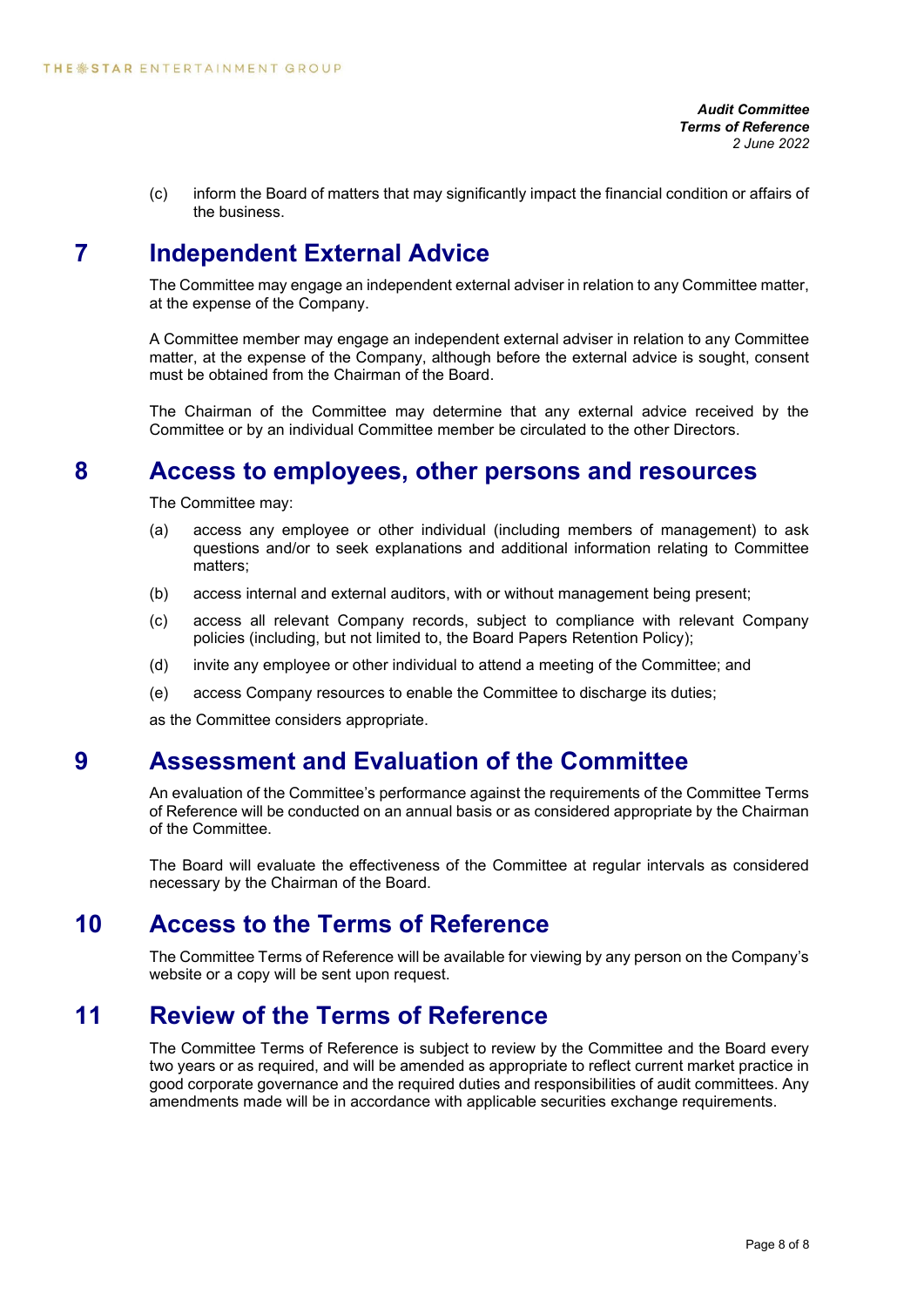(c) inform the Board of matters that may significantly impact the financial condition or affairs of the business.

# 7 Independent External Advice

The Committee may engage an independent external adviser in relation to any Committee matter, at the expense of the Company.

A Committee member may engage an independent external adviser in relation to any Committee matter, at the expense of the Company, although before the external advice is sought, consent must be obtained from the Chairman of the Board.

The Chairman of the Committee may determine that any external advice received by the Committee or by an individual Committee member be circulated to the other Directors.

# 8 Access to employees, other persons and resources

The Committee may:

(a) access any employee or other individual (including members of management) to ask questions and/or to seek explanations and additional information relating to Committee matters;

(b) access internal and external auditors, with or without management being present;

(c) access all relevant Company records, subject to compliance with relevant Company policies (including, but not limited to, the Board Papers Retention Policy);

(d) invite any employee or other individual to attend a meeting of the Committee; and

(e) access Company resources to enable the Committee to discharge its duties;

as the Committee considers appropriate.

# 9 Assessment and Evaluation of the Committee

An evaluation of the Committee's performance against the requirements of the Committee Terms of Reference will be conducted on an annual basis or as considered appropriate by the Chairman of the Committee.

The Board will evaluate the effectiveness of the Committee at regular intervals as considered necessary by the Chairman of the Board.

# 10 Access to the Terms of Reference

The Committee Terms of Reference will be available for viewing by any person on the Company's website or a copy will be sent upon request.

# 11 Review of the Terms of Reference

The Committee Terms of Reference is subject to review by the Committee and the Board every two years or as required, and will be amended as appropriate to reflect current market practice in good corporate governance and the required duties and responsibilities of audit committees. Any amendments made will be in accordance with applicable securities exchange requirements.